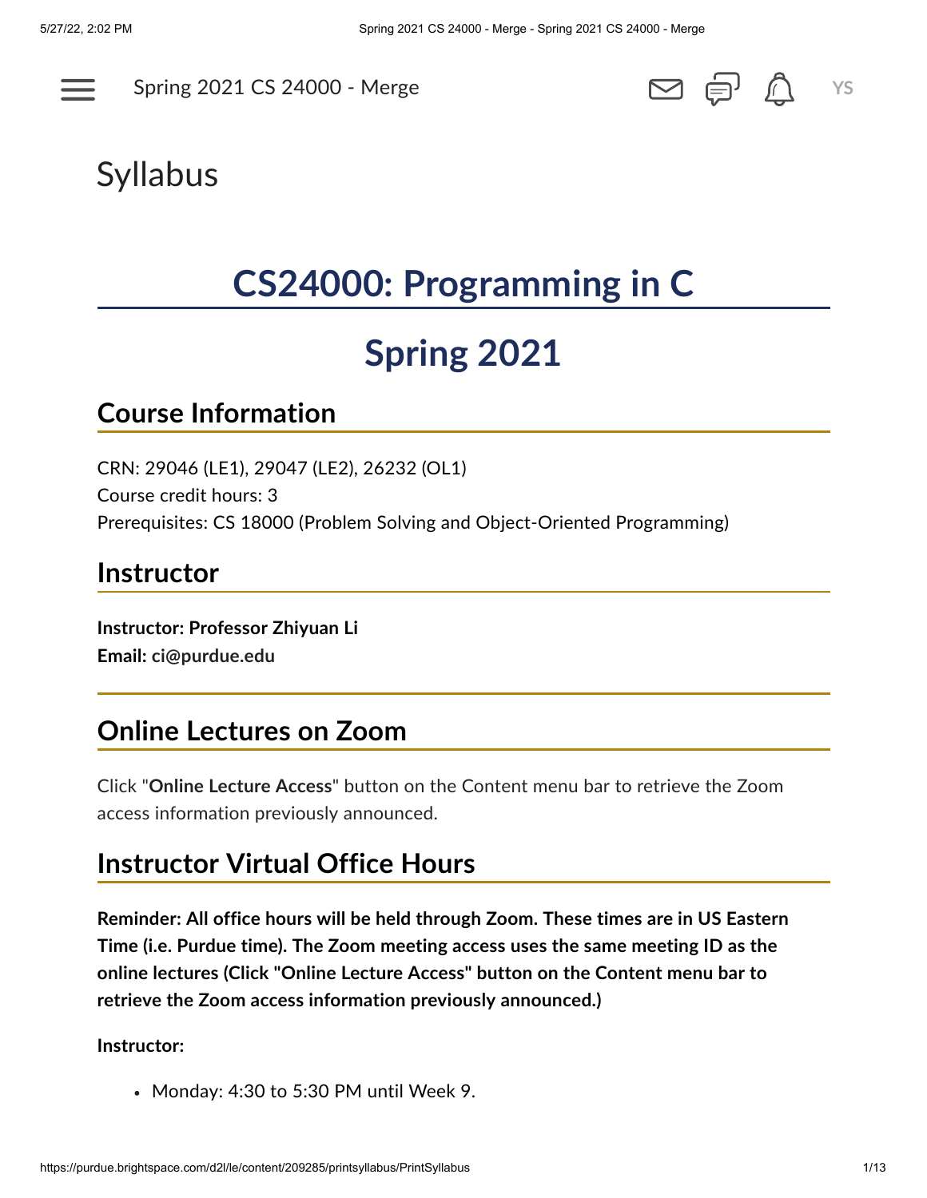# Syllabus

# CS24000: Programming in C

# Spring 2021

## Course Information

CRN: 29046 (LE1), 29047 (LE2), 26232 (OL1)
Course credit hours: 3
Prerequisites: CS 18000 (Problem Solving and Object-Oriented Programming)

## Instructor

**Instructor: Professor Zhiyuan Li**
**Email: ci@purdue.edu**

## Online Lectures on Zoom

Click "**Online Lecture Access**" button on the Content menu bar to retrieve the Zoom access information previously announced.

## Instructor Virtual Office Hours

**Reminder: All office hours will be held through Zoom. These times are in US Eastern Time (i.e. Purdue time). The Zoom meeting access uses the same meeting ID as the online lectures (Click "Online Lecture Access" button on the Content menu bar to retrieve the Zoom access information previously announced.)**

**Instructor:**

- Monday: 4:30 to 5:30 PM until Week 9.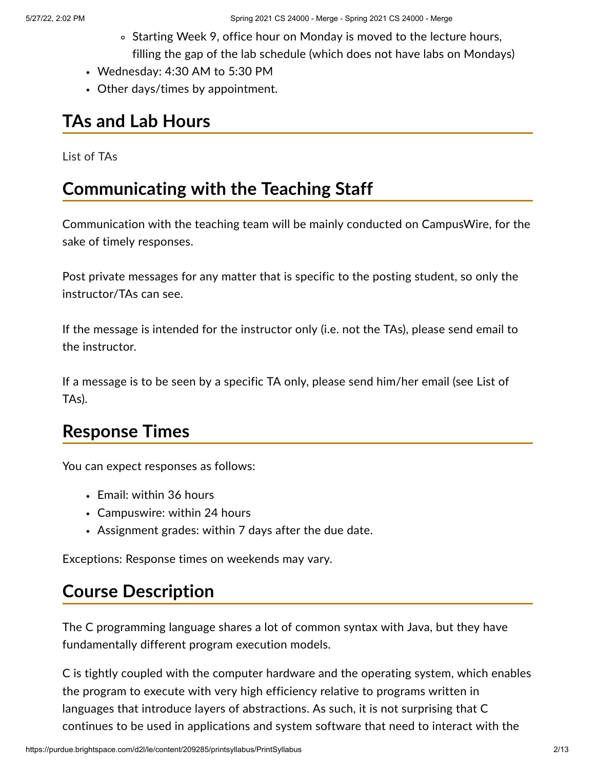- Starting Week 9, office hour on Monday is moved to the lecture hours, filling the gap of the lab schedule (which does not have labs on Mondays)
- Wednesday: 4:30 AM to 5:30 PM
- Other days/times by appointment.

## TAs and Lab Hours

List of TAs

## Communicating with the Teaching Staff

Communication with the teaching team will be mainly conducted on CampusWire, for the sake of timely responses.

Post private messages for any matter that is specific to the posting student, so only the instructor/TAs can see.

If the message is intended for the instructor only (i.e. not the TAs), please send email to the instructor.

If a message is to be seen by a specific TA only, please send him/her email (see List of TAs).

## Response Times

You can expect responses as follows:

- Email: within 36 hours
- Campuswire: within 24 hours
- Assignment grades: within 7 days after the due date.

Exceptions: Response times on weekends may vary.

## Course Description

The C programming language shares a lot of common syntax with Java, but they have fundamentally different program execution models.

C is tightly coupled with the computer hardware and the operating system, which enables the program to execute with very high efficiency relative to programs written in languages that introduce layers of abstractions. As such, it is not surprising that C continues to be used in applications and system software that need to interact with the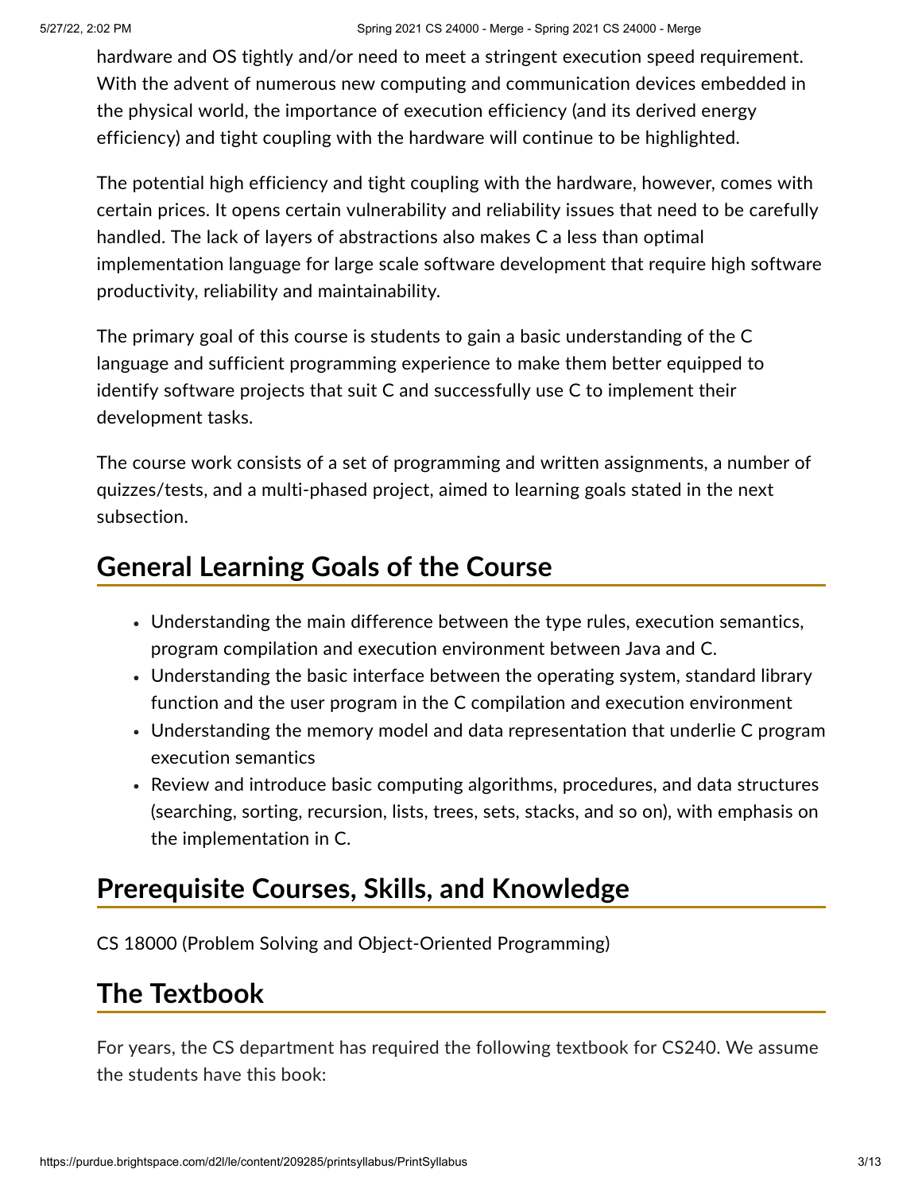hardware and OS tightly and/or need to meet a stringent execution speed requirement. With the advent of numerous new computing and communication devices embedded in the physical world, the importance of execution efficiency (and its derived energy efficiency) and tight coupling with the hardware will continue to be highlighted.

The potential high efficiency and tight coupling with the hardware, however, comes with certain prices. It opens certain vulnerability and reliability issues that need to be carefully handled. The lack of layers of abstractions also makes C a less than optimal implementation language for large scale software development that require high software productivity, reliability and maintainability.

The primary goal of this course is students to gain a basic understanding of the C language and sufficient programming experience to make them better equipped to identify software projects that suit C and successfully use C to implement their development tasks.

The course work consists of a set of programming and written assignments, a number of quizzes/tests, and a multi-phased project, aimed to learning goals stated in the next subsection.

## General Learning Goals of the Course

- Understanding the main difference between the type rules, execution semantics, program compilation and execution environment between Java and C.
- Understanding the basic interface between the operating system, standard library function and the user program in the C compilation and execution environment
- Understanding the memory model and data representation that underlie C program execution semantics
- Review and introduce basic computing algorithms, procedures, and data structures (searching, sorting, recursion, lists, trees, sets, stacks, and so on), with emphasis on the implementation in C.

## Prerequisite Courses, Skills, and Knowledge

CS 18000 (Problem Solving and Object-Oriented Programming)

## The Textbook

For years, the CS department has required the following textbook for CS240. We assume the students have this book: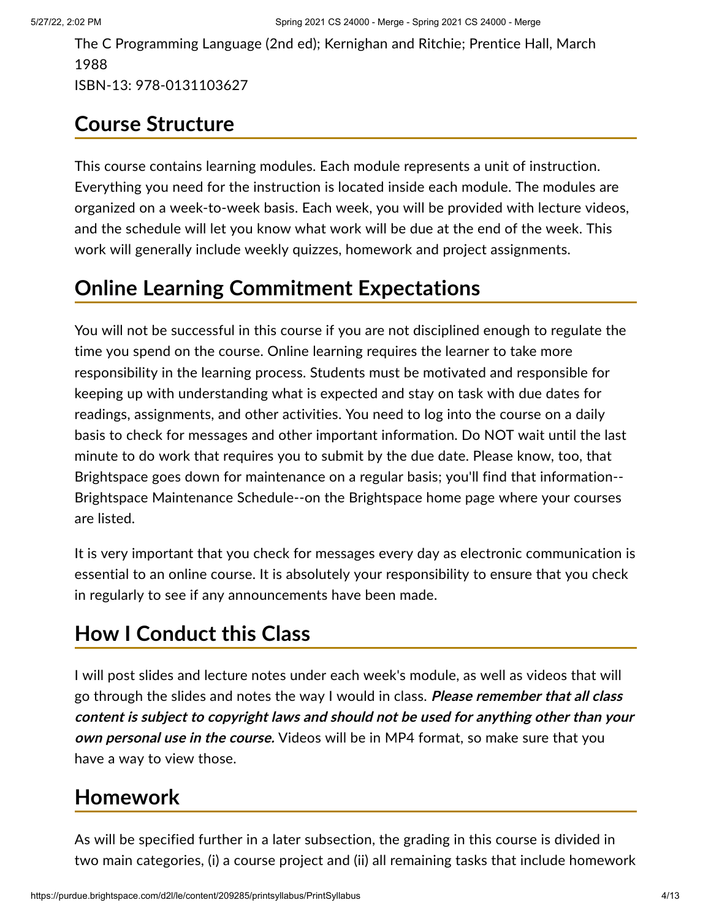The C Programming Language (2nd ed); Kernighan and Ritchie; Prentice Hall, March 1988
ISBN-13: 978-0131103627

## Course Structure

This course contains learning modules. Each module represents a unit of instruction. Everything you need for the instruction is located inside each module. The modules are organized on a week-to-week basis. Each week, you will be provided with lecture videos, and the schedule will let you know what work will be due at the end of the week. This work will generally include weekly quizzes, homework and project assignments.

## Online Learning Commitment Expectations

You will not be successful in this course if you are not disciplined enough to regulate the time you spend on the course. Online learning requires the learner to take more responsibility in the learning process. Students must be motivated and responsible for keeping up with understanding what is expected and stay on task with due dates for readings, assignments, and other activities. You need to log into the course on a daily basis to check for messages and other important information. Do NOT wait until the last minute to do work that requires you to submit by the due date. Please know, too, that Brightspace goes down for maintenance on a regular basis; you'll find that information--Brightspace Maintenance Schedule--on the Brightspace home page where your courses are listed.

It is very important that you check for messages every day as electronic communication is essential to an online course. It is absolutely your responsibility to ensure that you check in regularly to see if any announcements have been made.

## How I Conduct this Class

I will post slides and lecture notes under each week's module, as well as videos that will go through the slides and notes the way I would in class. ***Please remember that all class content is subject to copyright laws and should not be used for anything other than your own personal use in the course.*** Videos will be in MP4 format, so make sure that you have a way to view those.

## Homework

As will be specified further in a later subsection, the grading in this course is divided in two main categories, (i) a course project and (ii) all remaining tasks that include homework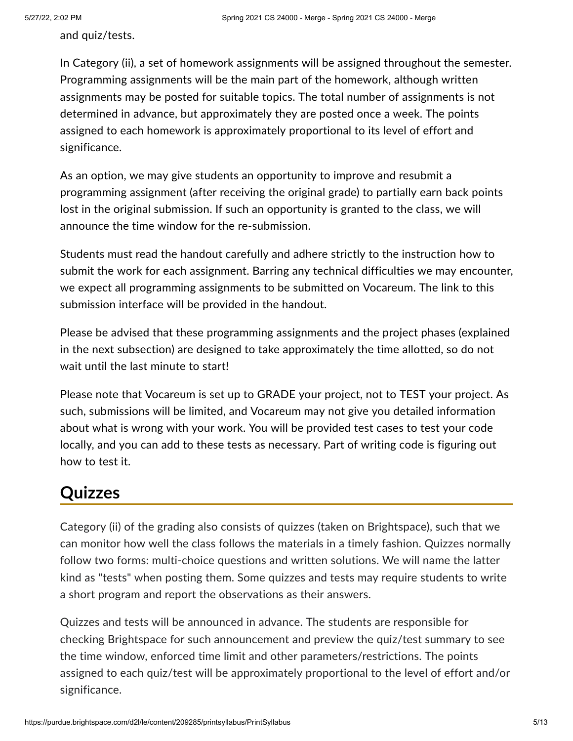and quiz/tests.

In Category (ii), a set of homework assignments will be assigned throughout the semester. Programming assignments will be the main part of the homework, although written assignments may be posted for suitable topics. The total number of assignments is not determined in advance, but approximately they are posted once a week. The points assigned to each homework is approximately proportional to its level of effort and significance.

As an option, we may give students an opportunity to improve and resubmit a programming assignment (after receiving the original grade) to partially earn back points lost in the original submission. If such an opportunity is granted to the class, we will announce the time window for the re-submission.

Students must read the handout carefully and adhere strictly to the instruction how to submit the work for each assignment. Barring any technical difficulties we may encounter, we expect all programming assignments to be submitted on Vocareum. The link to this submission interface will be provided in the handout.

Please be advised that these programming assignments and the project phases (explained in the next subsection) are designed to take approximately the time allotted, so do not wait until the last minute to start!

Please note that Vocareum is set up to GRADE your project, not to TEST your project. As such, submissions will be limited, and Vocareum may not give you detailed information about what is wrong with your work. You will be provided test cases to test your code locally, and you can add to these tests as necessary. Part of writing code is figuring out how to test it.

## Quizzes

Category (ii) of the grading also consists of quizzes (taken on Brightspace), such that we can monitor how well the class follows the materials in a timely fashion. Quizzes normally follow two forms: multi-choice questions and written solutions. We will name the latter kind as "tests" when posting them. Some quizzes and tests may require students to write a short program and report the observations as their answers.

Quizzes and tests will be announced in advance. The students are responsible for checking Brightspace for such announcement and preview the quiz/test summary to see the time window, enforced time limit and other parameters/restrictions. The points assigned to each quiz/test will be approximately proportional to the level of effort and/or significance.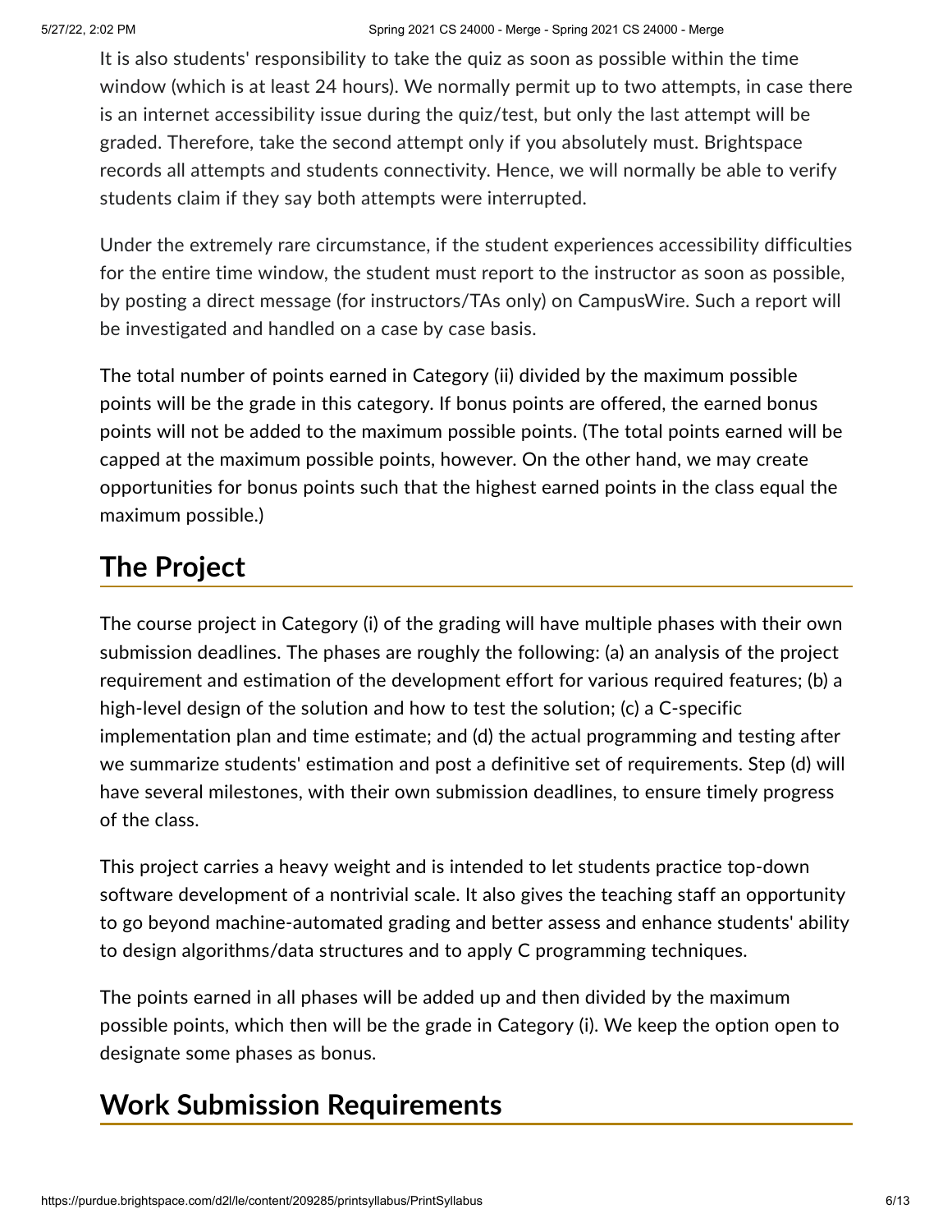It is also students' responsibility to take the quiz as soon as possible within the time window (which is at least 24 hours). We normally permit up to two attempts, in case there is an internet accessibility issue during the quiz/test, but only the last attempt will be graded. Therefore, take the second attempt only if you absolutely must. Brightspace records all attempts and students connectivity. Hence, we will normally be able to verify students claim if they say both attempts were interrupted.

Under the extremely rare circumstance, if the student experiences accessibility difficulties for the entire time window, the student must report to the instructor as soon as possible, by posting a direct message (for instructors/TAs only) on CampusWire. Such a report will be investigated and handled on a case by case basis.

The total number of points earned in Category (ii) divided by the maximum possible points will be the grade in this category. If bonus points are offered, the earned bonus points will not be added to the maximum possible points. (The total points earned will be capped at the maximum possible points, however. On the other hand, we may create opportunities for bonus points such that the highest earned points in the class equal the maximum possible.)

## The Project

The course project in Category (i) of the grading will have multiple phases with their own submission deadlines. The phases are roughly the following: (a) an analysis of the project requirement and estimation of the development effort for various required features; (b) a high-level design of the solution and how to test the solution; (c) a C-specific implementation plan and time estimate; and (d) the actual programming and testing after we summarize students' estimation and post a definitive set of requirements. Step (d) will have several milestones, with their own submission deadlines, to ensure timely progress of the class.

This project carries a heavy weight and is intended to let students practice top-down software development of a nontrivial scale. It also gives the teaching staff an opportunity to go beyond machine-automated grading and better assess and enhance students' ability to design algorithms/data structures and to apply C programming techniques.

The points earned in all phases will be added up and then divided by the maximum possible points, which then will be the grade in Category (i). We keep the option open to designate some phases as bonus.

## Work Submission Requirements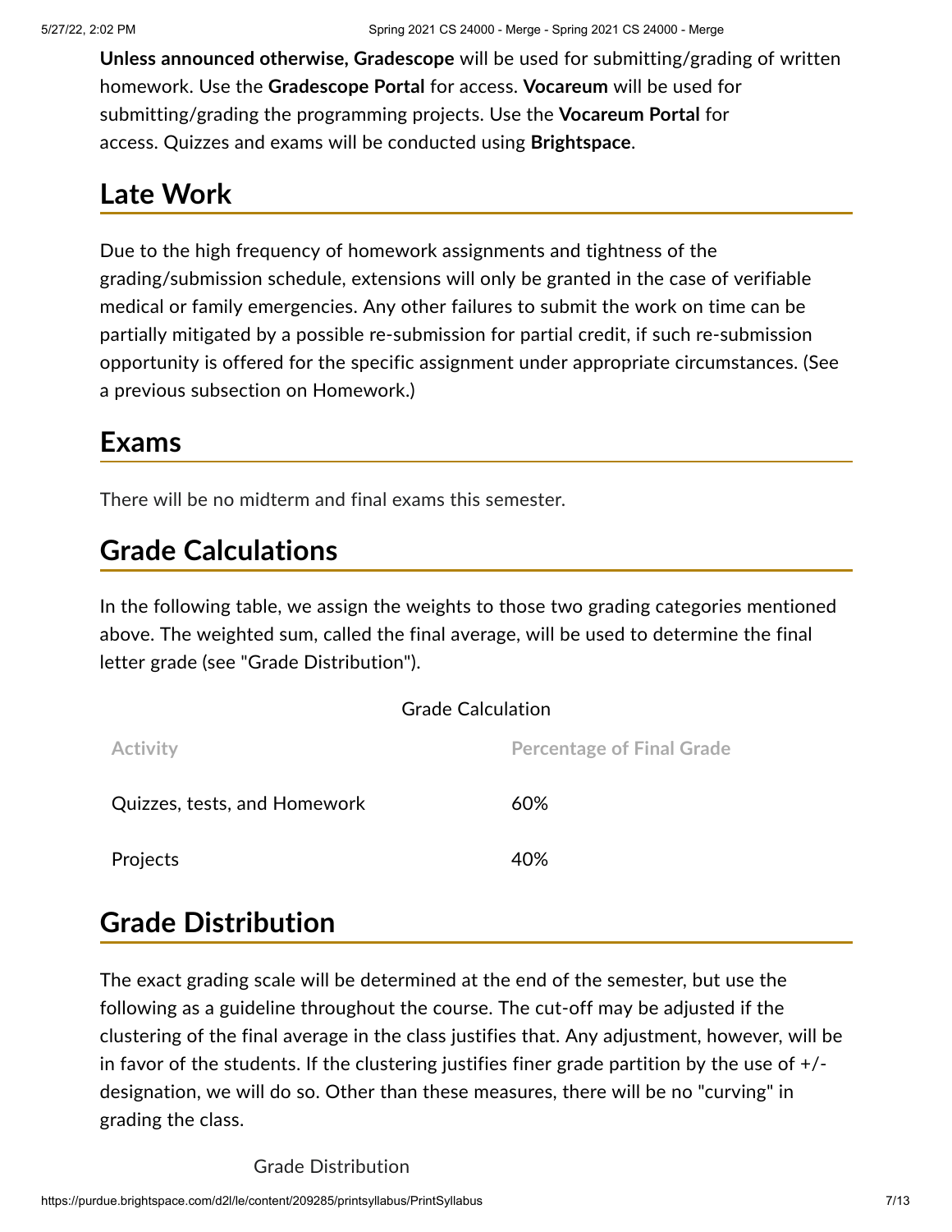**Unless announced otherwise, Gradescope** will be used for submitting/grading of written homework. Use the **Gradescope Portal** for access. **Vocareum** will be used for submitting/grading the programming projects. Use the **Vocareum Portal** for access. Quizzes and exams will be conducted using **Brightspace**.

## Late Work

Due to the high frequency of homework assignments and tightness of the grading/submission schedule, extensions will only be granted in the case of verifiable medical or family emergencies. Any other failures to submit the work on time can be partially mitigated by a possible re-submission for partial credit, if such re-submission opportunity is offered for the specific assignment under appropriate circumstances. (See a previous subsection on Homework.)

## Exams

There will be no midterm and final exams this semester.

## Grade Calculations

In the following table, we assign the weights to those two grading categories mentioned above. The weighted sum, called the final average, will be used to determine the final letter grade (see "Grade Distribution").

Grade Calculation

| Activity | Percentage of Final Grade |
|---|---|
| Quizzes, tests, and Homework | 60% |
| Projects | 40% |

## Grade Distribution

The exact grading scale will be determined at the end of the semester, but use the following as a guideline throughout the course. The cut-off may be adjusted if the clustering of the final average in the class justifies that. Any adjustment, however, will be in favor of the students. If the clustering justifies finer grade partition by the use of +/- designation, we will do so. Other than these measures, there will be no "curving" in grading the class.

Grade Distribution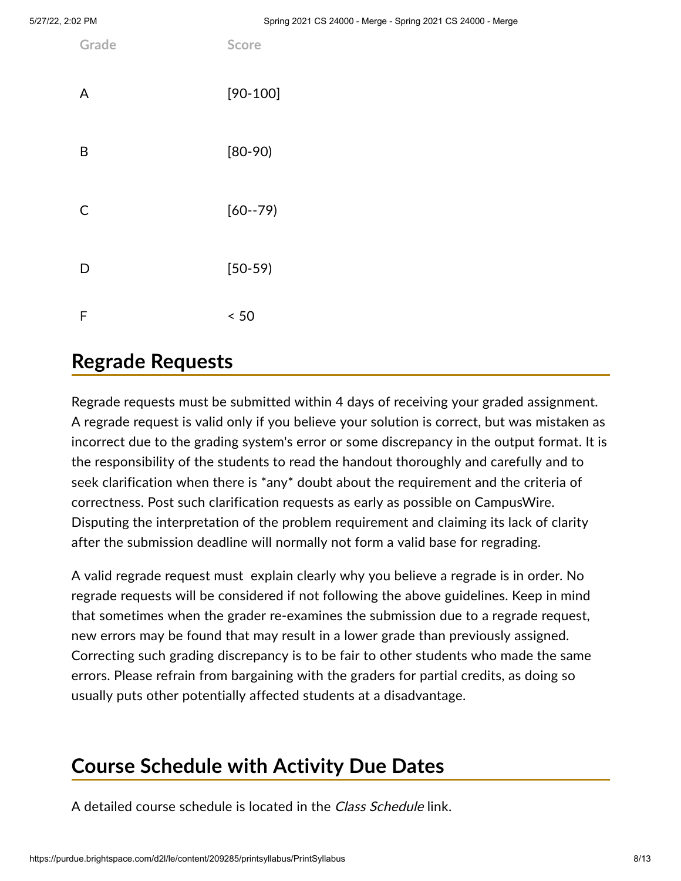| Grade | Score |
| --- | --- |
| A | [90-100] |
| B | [80-90) |
| C | [60--79) |
| D | [50-59) |
| F | < 50 |

## Regrade Requests

Regrade requests must be submitted within 4 days of receiving your graded assignment. A regrade request is valid only if you believe your solution is correct, but was mistaken as incorrect due to the grading system's error or some discrepancy in the output format. It is the responsibility of the students to read the handout thoroughly and carefully and to seek clarification when there is *any* doubt about the requirement and the criteria of correctness. Post such clarification requests as early as possible on CampusWire. Disputing the interpretation of the problem requirement and claiming its lack of clarity after the submission deadline will normally not form a valid base for regrading.

A valid regrade request must explain clearly why you believe a regrade is in order. No regrade requests will be considered if not following the above guidelines. Keep in mind that sometimes when the grader re-examines the submission due to a regrade request, new errors may be found that may result in a lower grade than previously assigned. Correcting such grading discrepancy is to be fair to other students who made the same errors. Please refrain from bargaining with the graders for partial credits, as doing so usually puts other potentially affected students at a disadvantage.

## Course Schedule with Activity Due Dates

A detailed course schedule is located in the *Class Schedule* link.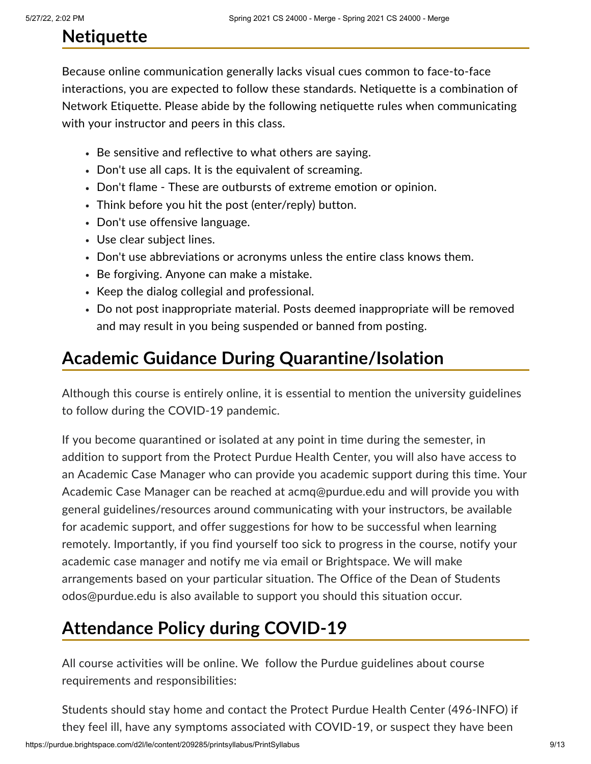## Netiquette

Because online communication generally lacks visual cues common to face-to-face interactions, you are expected to follow these standards. Netiquette is a combination of Network Etiquette. Please abide by the following netiquette rules when communicating with your instructor and peers in this class.

- Be sensitive and reflective to what others are saying.
- Don't use all caps. It is the equivalent of screaming.
- Don't flame - These are outbursts of extreme emotion or opinion.
- Think before you hit the post (enter/reply) button.
- Don't use offensive language.
- Use clear subject lines.
- Don't use abbreviations or acronyms unless the entire class knows them.
- Be forgiving. Anyone can make a mistake.
- Keep the dialog collegial and professional.
- Do not post inappropriate material. Posts deemed inappropriate will be removed and may result in you being suspended or banned from posting.

## Academic Guidance During Quarantine/Isolation

Although this course is entirely online, it is essential to mention the university guidelines to follow during the COVID-19 pandemic.

If you become quarantined or isolated at any point in time during the semester, in addition to support from the Protect Purdue Health Center, you will also have access to an Academic Case Manager who can provide you academic support during this time. Your Academic Case Manager can be reached at acmq@purdue.edu and will provide you with general guidelines/resources around communicating with your instructors, be available for academic support, and offer suggestions for how to be successful when learning remotely. Importantly, if you find yourself too sick to progress in the course, notify your academic case manager and notify me via email or Brightspace. We will make arrangements based on your particular situation. The Office of the Dean of Students odos@purdue.edu is also available to support you should this situation occur.

## Attendance Policy during COVID-19

All course activities will be online. We follow the Purdue guidelines about course requirements and responsibilities:

Students should stay home and contact the Protect Purdue Health Center (496-INFO) if they feel ill, have any symptoms associated with COVID-19, or suspect they have been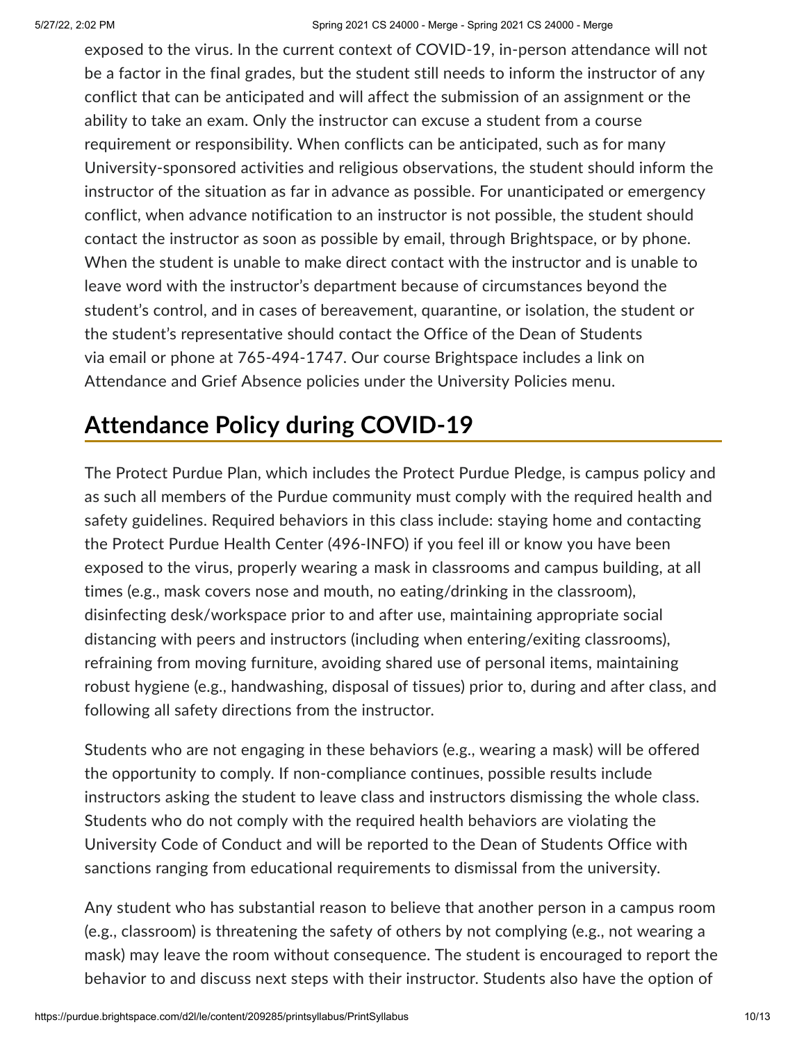exposed to the virus. In the current context of COVID-19, in-person attendance will not be a factor in the final grades, but the student still needs to inform the instructor of any conflict that can be anticipated and will affect the submission of an assignment or the ability to take an exam. Only the instructor can excuse a student from a course requirement or responsibility. When conflicts can be anticipated, such as for many University-sponsored activities and religious observations, the student should inform the instructor of the situation as far in advance as possible. For unanticipated or emergency conflict, when advance notification to an instructor is not possible, the student should contact the instructor as soon as possible by email, through Brightspace, or by phone. When the student is unable to make direct contact with the instructor and is unable to leave word with the instructor's department because of circumstances beyond the student's control, and in cases of bereavement, quarantine, or isolation, the student or the student's representative should contact the Office of the Dean of Students via email or phone at 765-494-1747. Our course Brightspace includes a link on Attendance and Grief Absence policies under the University Policies menu.

## Attendance Policy during COVID-19

The Protect Purdue Plan, which includes the Protect Purdue Pledge, is campus policy and as such all members of the Purdue community must comply with the required health and safety guidelines. Required behaviors in this class include: staying home and contacting the Protect Purdue Health Center (496-INFO) if you feel ill or know you have been exposed to the virus, properly wearing a mask in classrooms and campus building, at all times (e.g., mask covers nose and mouth, no eating/drinking in the classroom), disinfecting desk/workspace prior to and after use, maintaining appropriate social distancing with peers and instructors (including when entering/exiting classrooms), refraining from moving furniture, avoiding shared use of personal items, maintaining robust hygiene (e.g., handwashing, disposal of tissues) prior to, during and after class, and following all safety directions from the instructor.

Students who are not engaging in these behaviors (e.g., wearing a mask) will be offered the opportunity to comply. If non-compliance continues, possible results include instructors asking the student to leave class and instructors dismissing the whole class. Students who do not comply with the required health behaviors are violating the University Code of Conduct and will be reported to the Dean of Students Office with sanctions ranging from educational requirements to dismissal from the university.

Any student who has substantial reason to believe that another person in a campus room (e.g., classroom) is threatening the safety of others by not complying (e.g., not wearing a mask) may leave the room without consequence. The student is encouraged to report the behavior to and discuss next steps with their instructor. Students also have the option of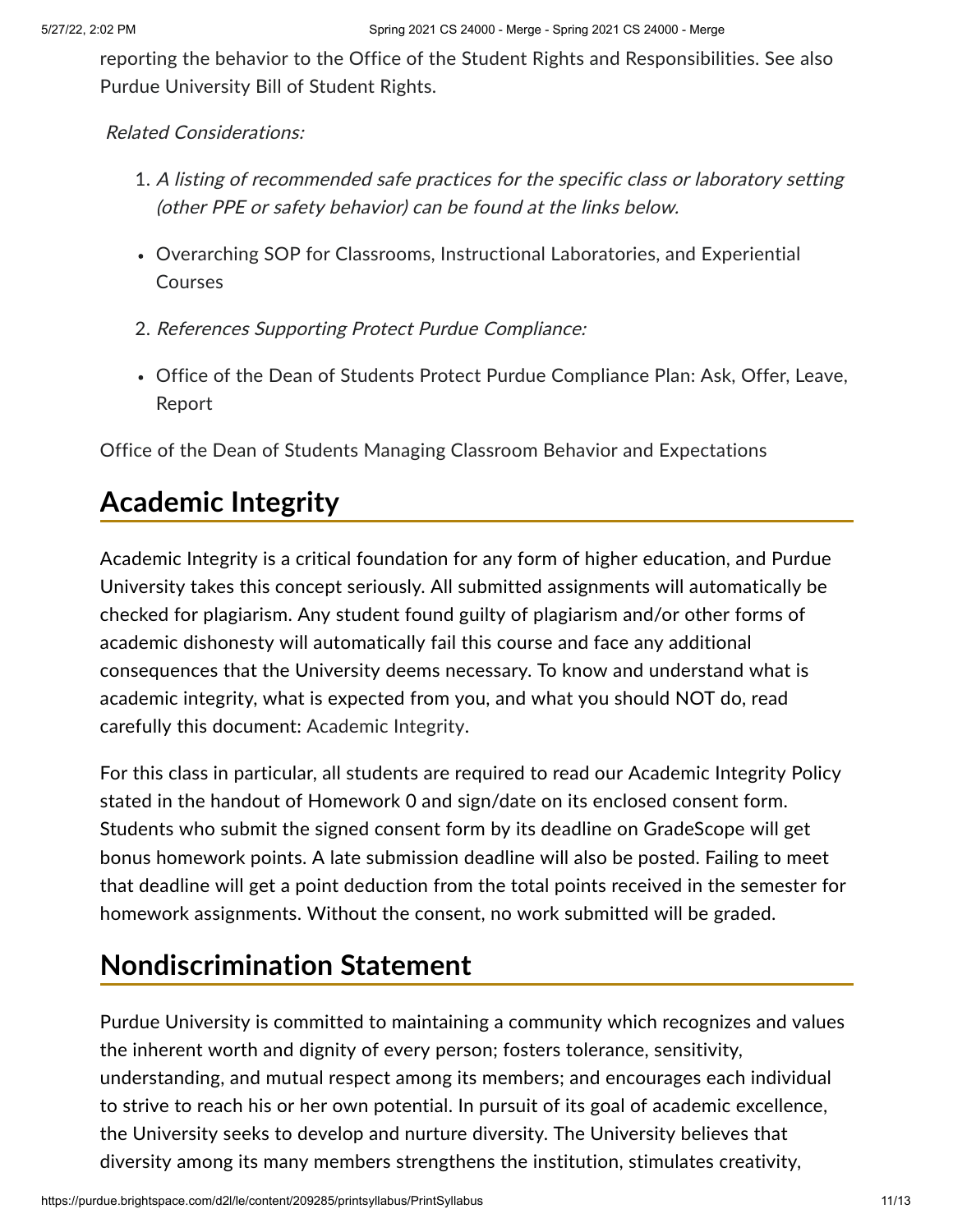reporting the behavior to the Office of the Student Rights and Responsibilities. See also Purdue University Bill of Student Rights.

*Related Considerations:*

1. *A listing of recommended safe practices for the specific class or laboratory setting (other PPE or safety behavior) can be found at the links below.*

- Overarching SOP for Classrooms, Instructional Laboratories, and Experiential Courses

2. *References Supporting Protect Purdue Compliance:*

- Office of the Dean of Students Protect Purdue Compliance Plan: Ask, Offer, Leave, Report

Office of the Dean of Students Managing Classroom Behavior and Expectations

## Academic Integrity

Academic Integrity is a critical foundation for any form of higher education, and Purdue University takes this concept seriously. All submitted assignments will automatically be checked for plagiarism. Any student found guilty of plagiarism and/or other forms of academic dishonesty will automatically fail this course and face any additional consequences that the University deems necessary. To know and understand what is academic integrity, what is expected from you, and what you should NOT do, read carefully this document: Academic Integrity.

For this class in particular, all students are required to read our Academic Integrity Policy stated in the handout of Homework 0 and sign/date on its enclosed consent form. Students who submit the signed consent form by its deadline on GradeScope will get bonus homework points. A late submission deadline will also be posted. Failing to meet that deadline will get a point deduction from the total points received in the semester for homework assignments. Without the consent, no work submitted will be graded.

## Nondiscrimination Statement

Purdue University is committed to maintaining a community which recognizes and values the inherent worth and dignity of every person; fosters tolerance, sensitivity, understanding, and mutual respect among its members; and encourages each individual to strive to reach his or her own potential. In pursuit of its goal of academic excellence, the University seeks to develop and nurture diversity. The University believes that diversity among its many members strengthens the institution, stimulates creativity,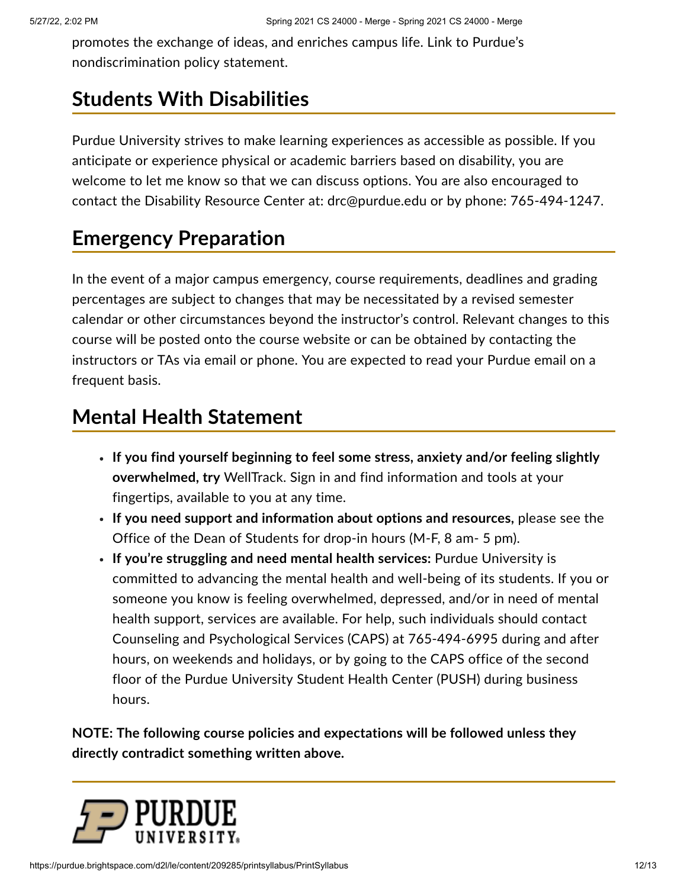promotes the exchange of ideas, and enriches campus life. Link to Purdue's nondiscrimination policy statement.

## Students With Disabilities

Purdue University strives to make learning experiences as accessible as possible. If you anticipate or experience physical or academic barriers based on disability, you are welcome to let me know so that we can discuss options. You are also encouraged to contact the Disability Resource Center at: drc@purdue.edu or by phone: 765-494-1247.

## Emergency Preparation

In the event of a major campus emergency, course requirements, deadlines and grading percentages are subject to changes that may be necessitated by a revised semester calendar or other circumstances beyond the instructor's control. Relevant changes to this course will be posted onto the course website or can be obtained by contacting the instructors or TAs via email or phone. You are expected to read your Purdue email on a frequent basis.

## Mental Health Statement

- **If you find yourself beginning to feel some stress, anxiety and/or feeling slightly overwhelmed, try** WellTrack. Sign in and find information and tools at your fingertips, available to you at any time.
- **If you need support and information about options and resources,** please see the Office of the Dean of Students for drop-in hours (M-F, 8 am- 5 pm).
- **If you're struggling and need mental health services:** Purdue University is committed to advancing the mental health and well-being of its students. If you or someone you know is feeling overwhelmed, depressed, and/or in need of mental health support, services are available. For help, such individuals should contact Counseling and Psychological Services (CAPS) at 765-494-6995 during and after hours, on weekends and holidays, or by going to the CAPS office of the second floor of the Purdue University Student Health Center (PUSH) during business hours.

**NOTE: The following course policies and expectations will be followed unless they directly contradict something written above.**

---

PURDUE UNIVERSITY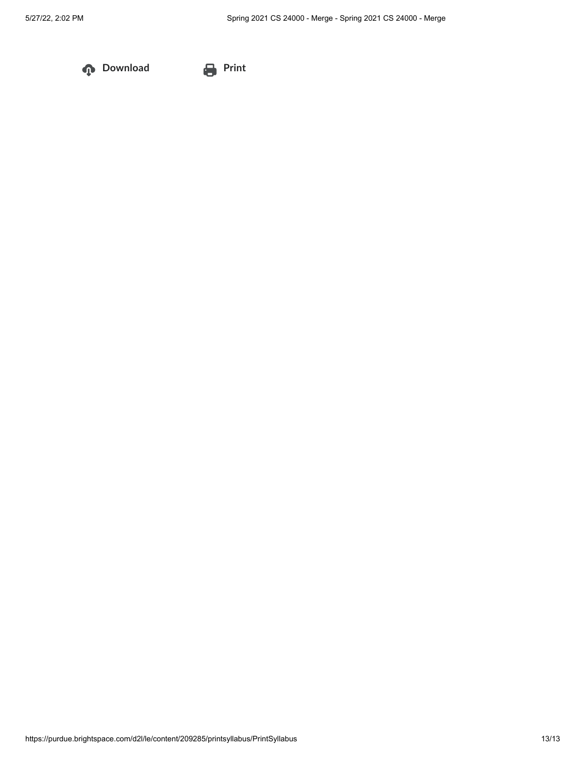Download Print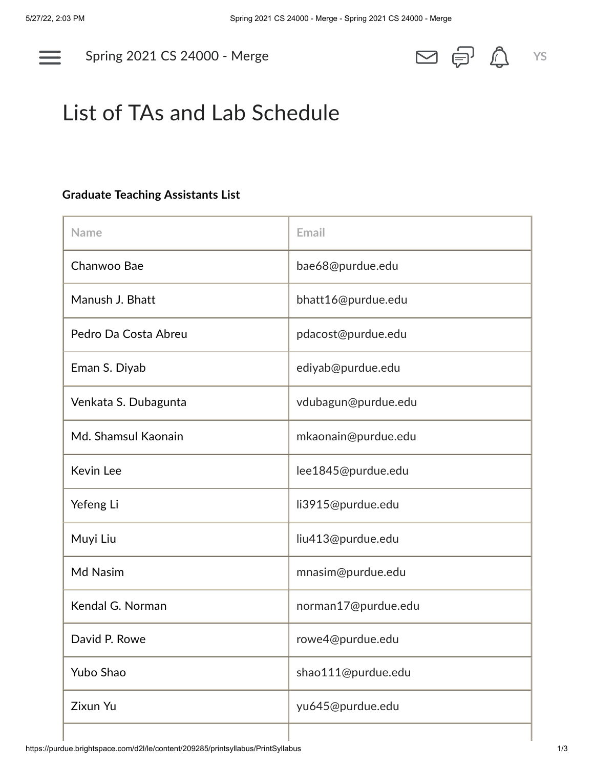# List of TAs and Lab Schedule

**Graduate Teaching Assistants List**

| Name | Email |
|---|---|
| Chanwoo Bae | bae68@purdue.edu |
| Manush J. Bhatt | bhatt16@purdue.edu |
| Pedro Da Costa Abreu | pdacost@purdue.edu |
| Eman S. Diyab | ediyab@purdue.edu |
| Venkata S. Dubagunta | vdubagun@purdue.edu |
| Md. Shamsul Kaonain | mkaonain@purdue.edu |
| Kevin Lee | lee1845@purdue.edu |
| Yefeng Li | li3915@purdue.edu |
| Muyi Liu | liu413@purdue.edu |
| Md Nasim | mnasim@purdue.edu |
| Kendal G. Norman | norman17@purdue.edu |
| David P. Rowe | rowe4@purdue.edu |
| Yubo Shao | shao111@purdue.edu |
| Zixun Yu | yu645@purdue.edu |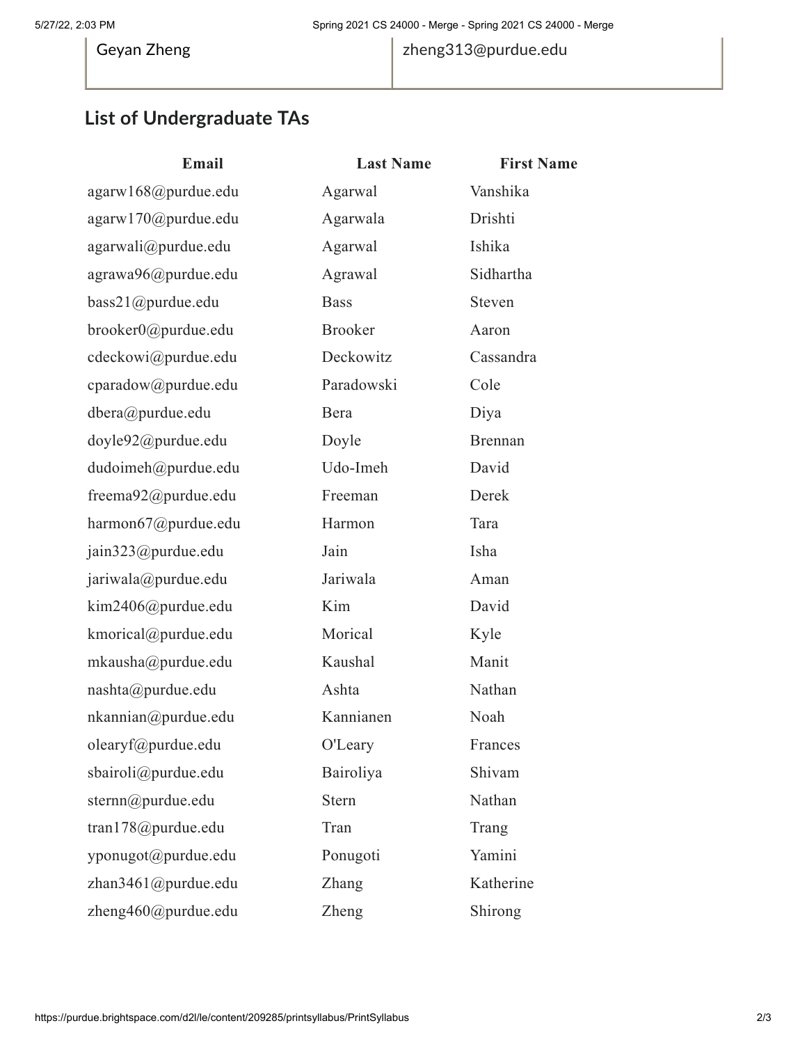| Geyan Zheng | zheng313@purdue.edu |
|---|---|

## List of Undergraduate TAs

| Email | Last Name | First Name |
|---|---|---|
| agarw168@purdue.edu | Agarwal | Vanshika |
| agarw170@purdue.edu | Agarwala | Drishti |
| agarwali@purdue.edu | Agarwal | Ishika |
| agrawa96@purdue.edu | Agrawal | Sidhartha |
| bass21@purdue.edu | Bass | Steven |
| brooker0@purdue.edu | Brooker | Aaron |
| cdeckowi@purdue.edu | Deckowitz | Cassandra |
| cparadow@purdue.edu | Paradowski | Cole |
| dbera@purdue.edu | Bera | Diya |
| doyle92@purdue.edu | Doyle | Brennan |
| dudoimeh@purdue.edu | Udo-Imeh | David |
| freema92@purdue.edu | Freeman | Derek |
| harmon67@purdue.edu | Harmon | Tara |
| jain323@purdue.edu | Jain | Isha |
| jariwala@purdue.edu | Jariwala | Aman |
| kim2406@purdue.edu | Kim | David |
| kmorical@purdue.edu | Morical | Kyle |
| mkausha@purdue.edu | Kaushal | Manit |
| nashta@purdue.edu | Ashta | Nathan |
| nkannian@purdue.edu | Kannianen | Noah |
| olearyf@purdue.edu | O'Leary | Frances |
| sbairoli@purdue.edu | Bairoliya | Shivam |
| sternn@purdue.edu | Stern | Nathan |
| tran178@purdue.edu | Tran | Trang |
| yponugot@purdue.edu | Ponugoti | Yamini |
| zhan3461@purdue.edu | Zhang | Katherine |
| zheng460@purdue.edu | Zheng | Shirong |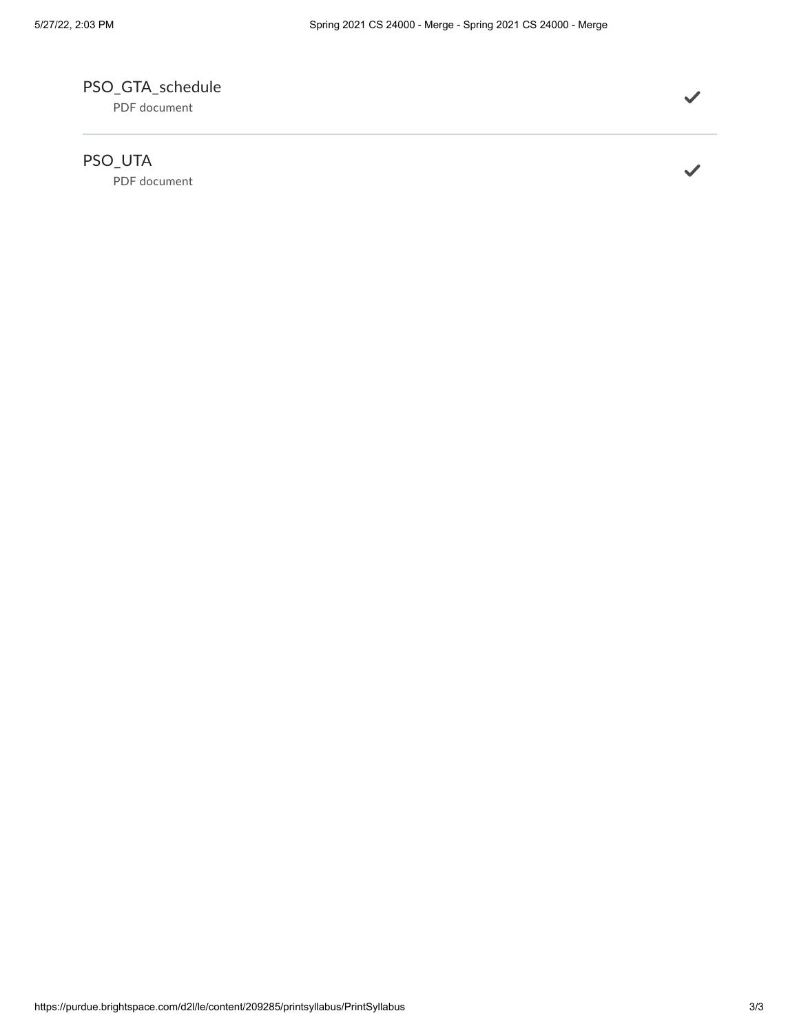PSO_GTA_schedule

PDF document

---

PSO_UTA

PDF document